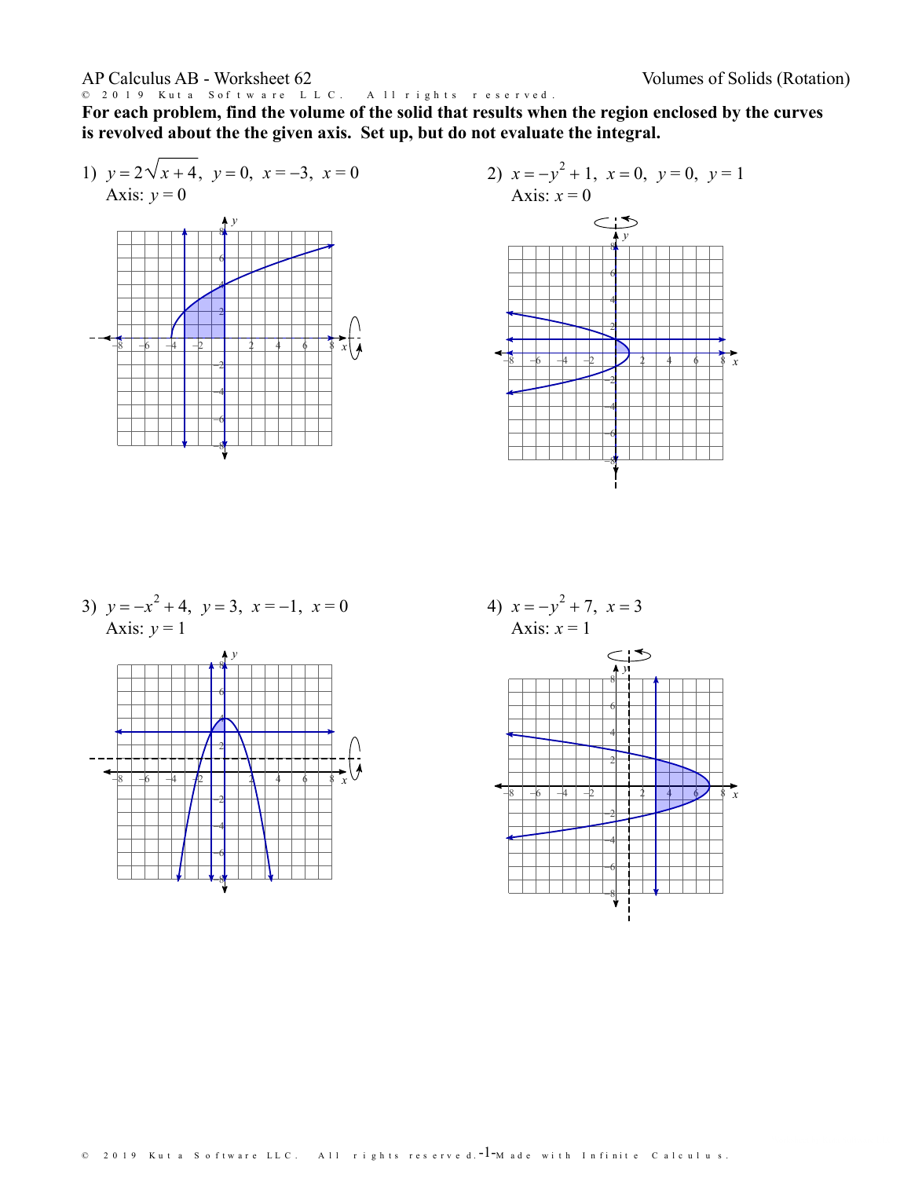AP Calculus AB - Worksheet 62

Volumes of Solids (Rotation)

**For each problem, find the volume of the solid that results when the region enclosed by the curves is revolved about the the given axis. Set up, but do not evaluate the integral.**

1) $y = 2\sqrt{x+4}$, $y = 0$, $x = -3$, $x = 0$
Axis: $y = 0$

2) $x = -y^2 + 1$, $x = 0$, $y = 0$, $y = 1$
Axis: $x = 0$

3) $y = -x^2 + 4$, $y = 3$, $x = -1$, $x = 0$
Axis: $y = 1$

4) $x = -y^2 + 7$, $x = 3$
Axis: $x = 1$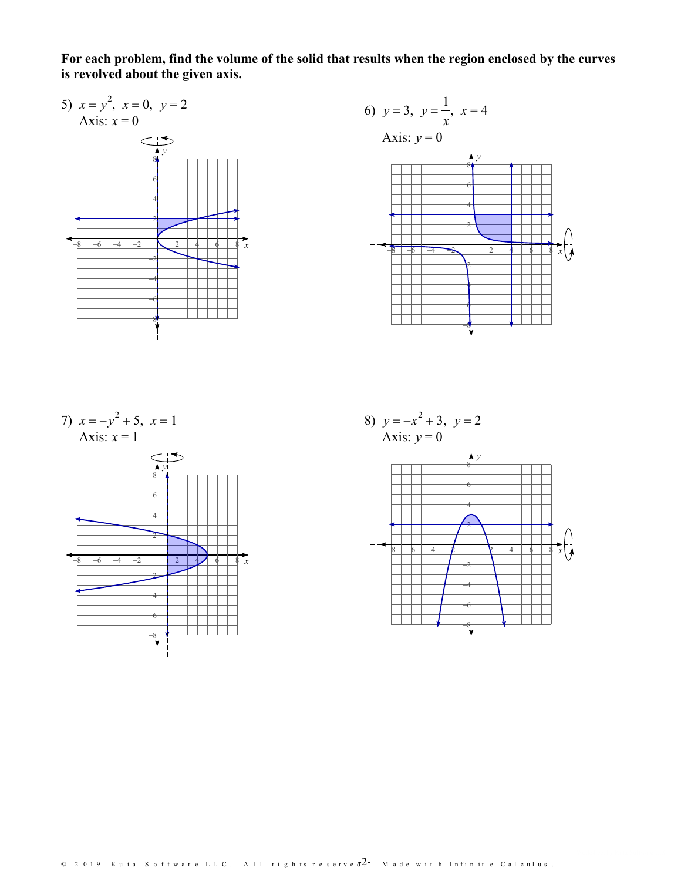**For each problem, find the volume of the solid that results when the region enclosed by the curves is revolved about the given axis.**

5) $x = y^2,\ x = 0,\ y = 2$
Axis: $x = 0$

6) $y = 3,\ y = \frac{1}{x},\ x = 4$
Axis: $y = 0$

7) $x = -y^2 + 5,\ x = 1$
Axis: $x = 1$

8) $y = -x^2 + 3,\ y = 2$
Axis: $y = 0$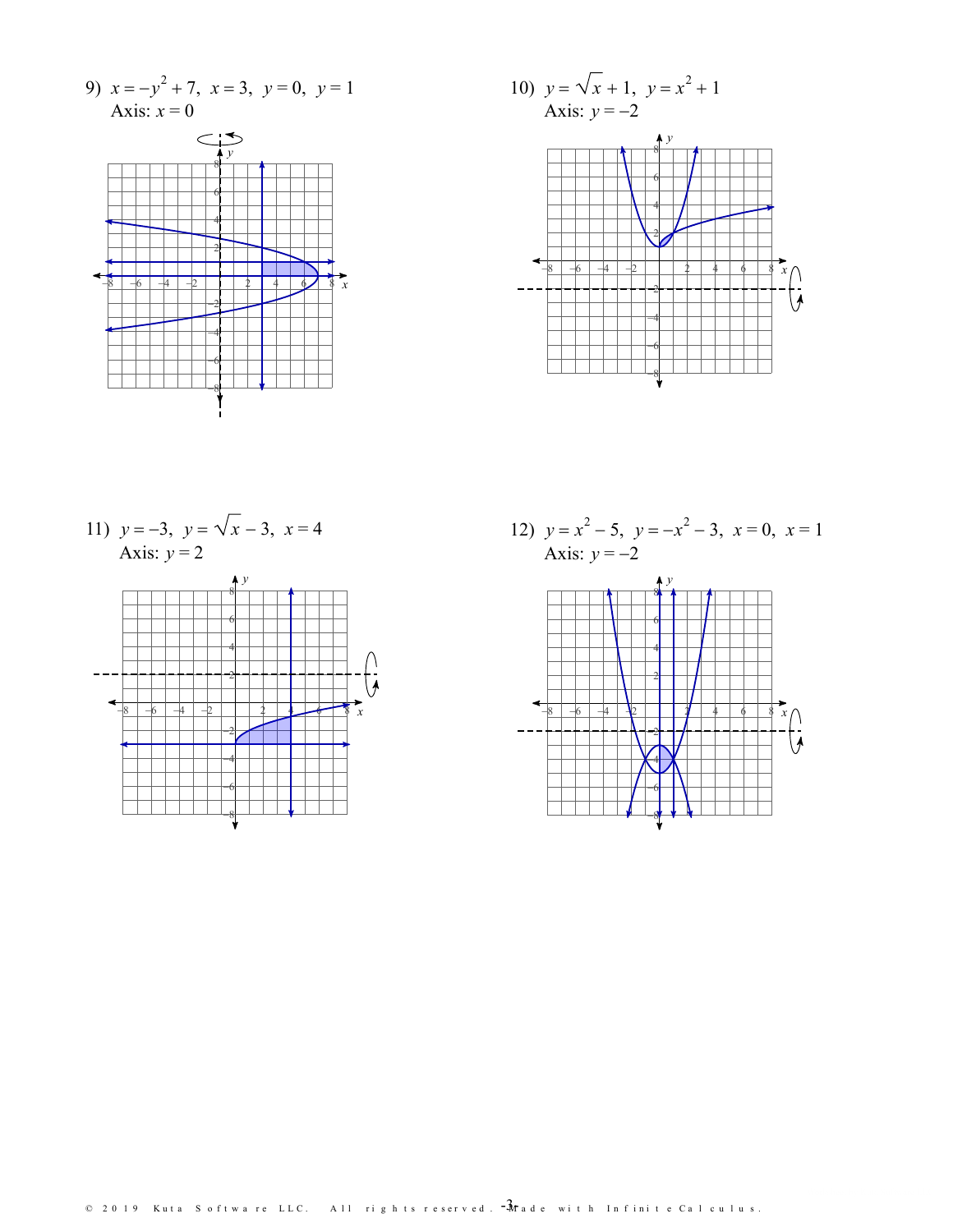9) $x = -y^2 + 7,\ x = 3,\ y = 0,\ y = 1$
Axis: $x = 0$

10) $y = \sqrt{x} + 1,\ y = x^2 + 1$
Axis: $y = -2$

11) $y = -3,\ y = \sqrt{x} - 3,\ x = 4$
Axis: $y = 2$

12) $y = x^2 - 5,\ y = -x^2 - 3,\ x = 0,\ x = 1$
Axis: $y = -2$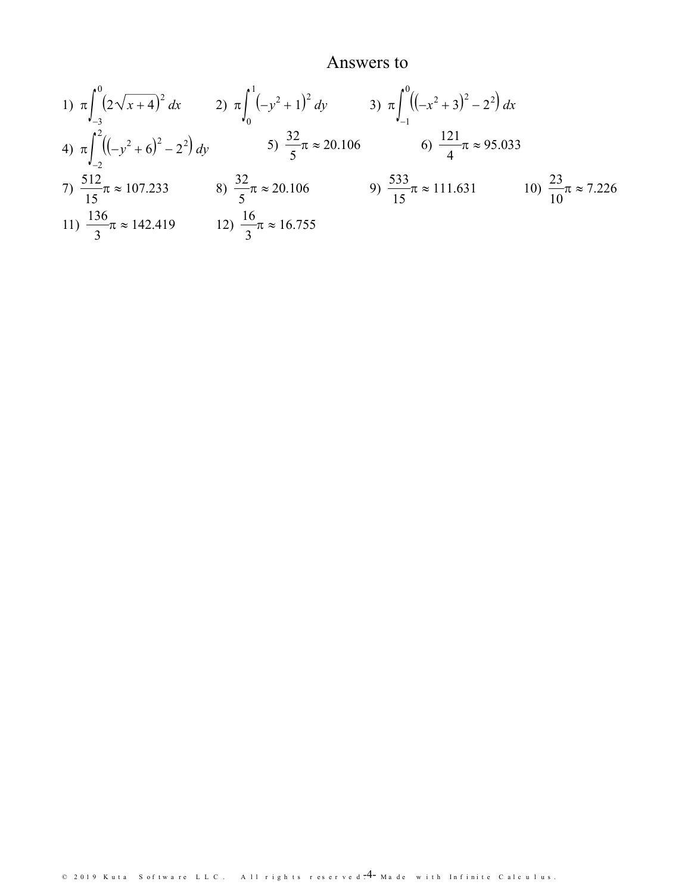# Answers to

1) $\pi \int_{-3}^{0} \left(2\sqrt{x+4}\right)^2 \, dx$

2) $\pi \int_{0}^{1} \left(-y^2 + 1\right)^2 \, dy$

3) $\pi \int_{-1}^{0} \left(\left(-x^2 + 3\right)^2 - 2^2\right) dx$

4) $\pi \int_{-2}^{2} \left(\left(-y^2 + 6\right)^2 - 2^2\right) dy$

5) $\frac{32}{5}\pi \approx 20.106$

6) $\frac{121}{4}\pi \approx 95.033$

7) $\frac{512}{15}\pi \approx 107.233$

8) $\frac{32}{5}\pi \approx 20.106$

9) $\frac{533}{15}\pi \approx 111.631$

10) $\frac{23}{10}\pi \approx 7.226$

11) $\frac{136}{3}\pi \approx 142.419$

12) $\frac{16}{3}\pi \approx 16.755$